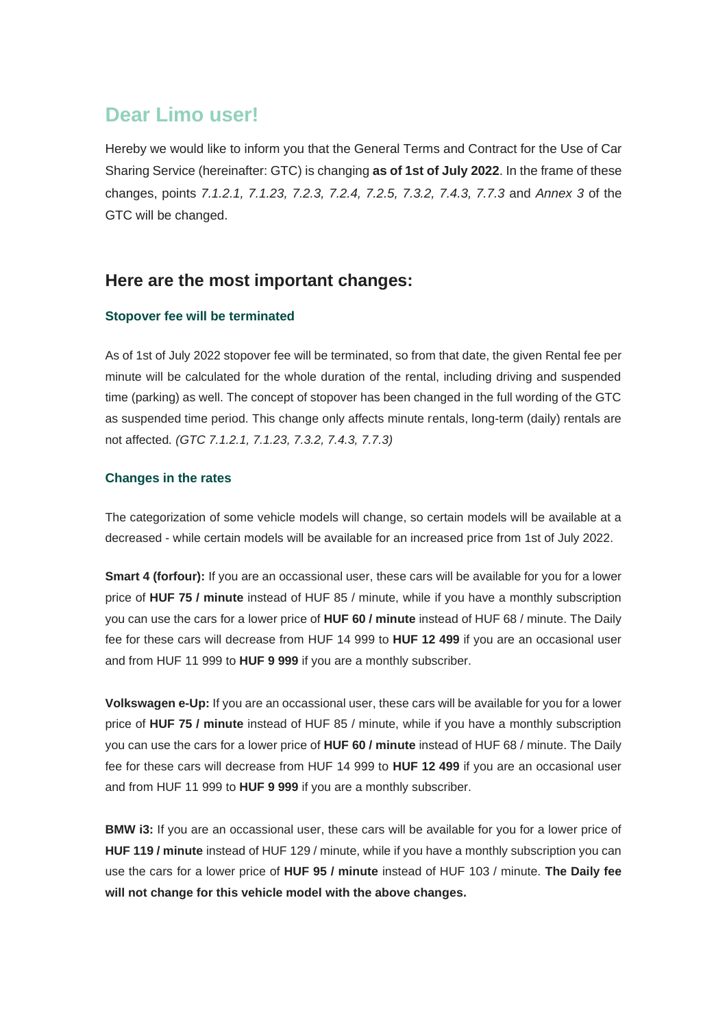## Dear Limo user!

Hereby we would like to inform you that the General Terms and Contract for the Use of Car Sharing Service (hereinafter: GTC) is changing **as of 1st of July 2022**. In the frame of these changes, points *7.1.2.1, 7.1.23, 7.2.3, 7.2.4, 7.2.5, 7.3.2, 7.4.3, 7.7.3* and *Annex 3* of the GTC will be changed.

### Here are the most important changes:

#### Stopover fee will be terminated

As of 1st of July 2022 stopover fee will be terminated, so from that date, the given Rental fee per minute will be calculated for the whole duration of the rental, including driving and suspended time (parking) as well. The concept of stopover has been changed in the full wording of the GTC as suspended time period. This change only affects minute rentals, long-term (daily) rentals are not affected. *(GTC 7.1.2.1, 7.1.23, 7.3.2, 7.4.3, 7.7.3)*

#### Changes in the rates

The categorization of some vehicle models will change, so certain models will be available at a decreased - while certain models will be available for an increased price from 1st of July 2022.

**Smart 4 (forfour):** If you are an occassional user, these cars will be available for you for a lower price of **HUF 75 / minute** instead of HUF 85 / minute, while if you have a monthly subscription you can use the cars for a lower price of **HUF 60 / minute** instead of HUF 68 / minute. The Daily fee for these cars will decrease from HUF 14 999 to **HUF 12 499** if you are an occasional user and from HUF 11 999 to **HUF 9 999** if you are a monthly subscriber.

**Volkswagen e-Up:** If you are an occassional user, these cars will be available for you for a lower price of **HUF 75 / minute** instead of HUF 85 / minute, while if you have a monthly subscription you can use the cars for a lower price of **HUF 60 / minute** instead of HUF 68 / minute. The Daily fee for these cars will decrease from HUF 14 999 to **HUF 12 499** if you are an occasional user and from HUF 11 999 to **HUF 9 999** if you are a monthly subscriber.

**BMW i3:** If you are an occassional user, these cars will be available for you for a lower price of **HUF 119 / minute** instead of HUF 129 / minute, while if you have a monthly subscription you can use the cars for a lower price of **HUF 95 / minute** instead of HUF 103 / minute. **The Daily fee will not change for this vehicle model with the above changes.**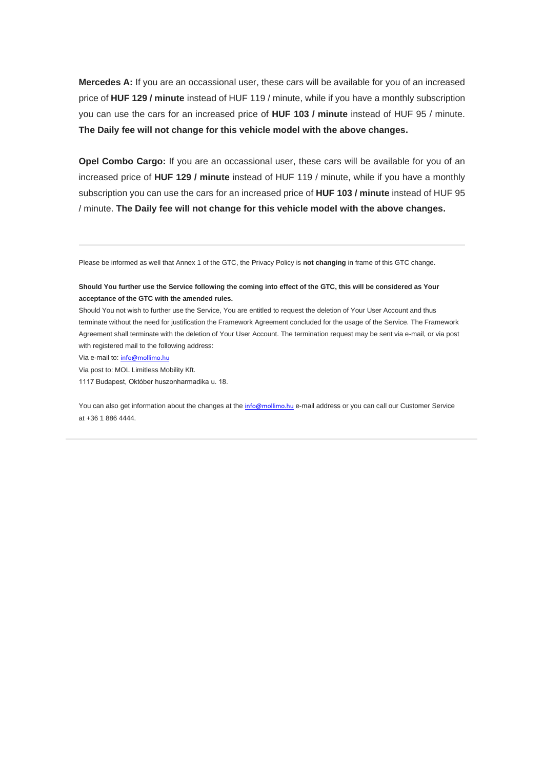**Mercedes A:** If you are an occassional user, these cars will be available for you of an increased price of **HUF 129 / minute** instead of HUF 119 / minute, while if you have a monthly subscription you can use the cars for an increased price of **HUF 103 / minute** instead of HUF 95 / minute. **The Daily fee will not change for this vehicle model with the above changes.**

**Opel Combo Cargo:** If you are an occassional user, these cars will be available for you of an increased price of **HUF 129 / minute** instead of HUF 119 / minute, while if you have a monthly subscription you can use the cars for an increased price of **HUF 103 / minute** instead of HUF 95 / minute. **The Daily fee will not change for this vehicle model with the above changes.**

---

Please be informed as well that Annex 1 of the GTC, the Privacy Policy is **not changing** in frame of this GTC change.

**Should You further use the Service following the coming into effect of the GTC, this will be considered as Your acceptance of the GTC with the amended rules.**

Should You not wish to further use the Service, You are entitled to request the deletion of Your User Account and thus terminate without the need for justification the Framework Agreement concluded for the usage of the Service. The Framework Agreement shall terminate with the deletion of Your User Account. The termination request may be sent via e-mail, or via post with registered mail to the following address:

Via e-mail to: info@mollimo.hu

Via post to: MOL Limitless Mobility Kft.

1117 Budapest, Október huszonharmadika u. 18.

You can also get information about the changes at the info@mollimo.hu e-mail address or you can call our Customer Service at +36 1 886 4444.